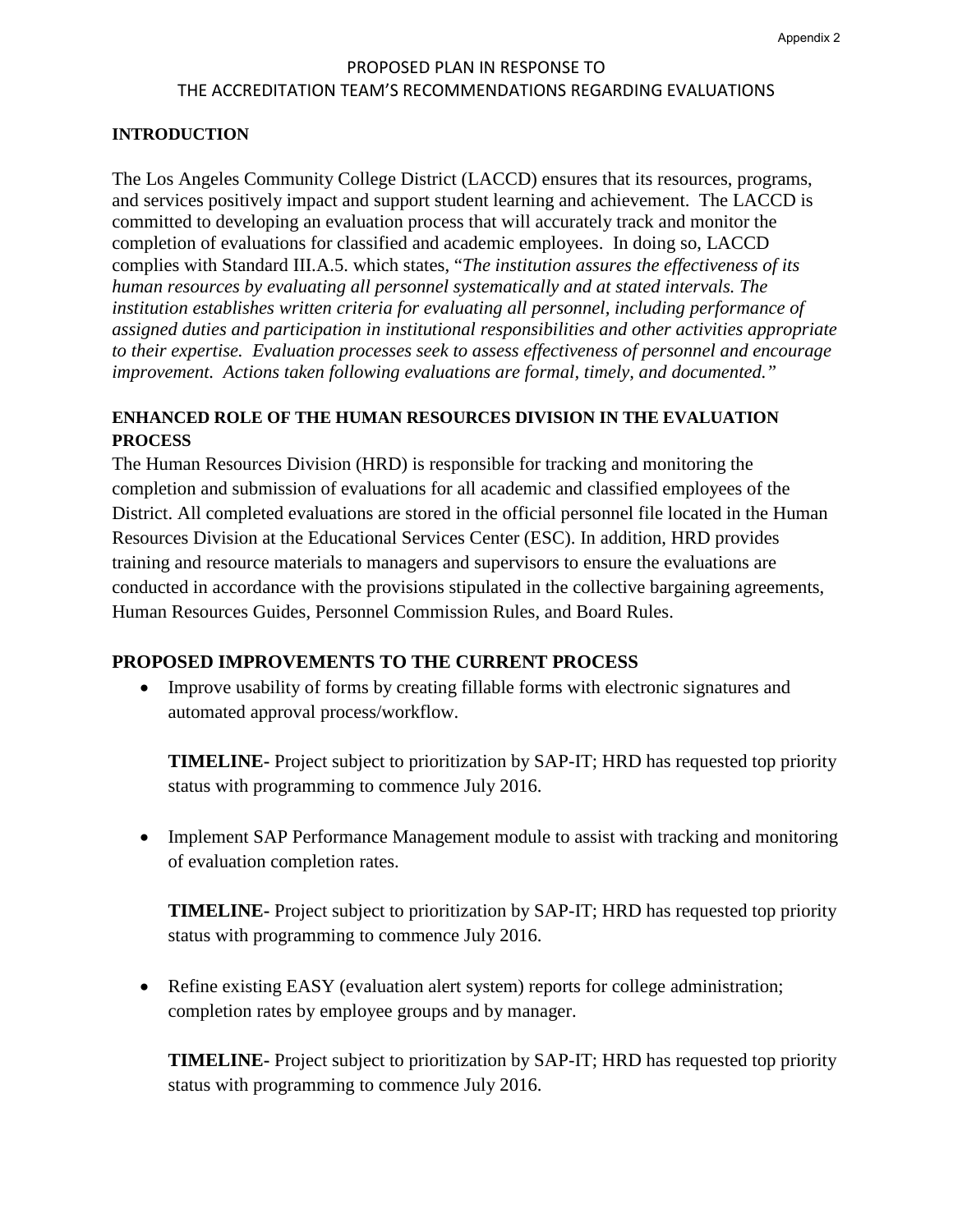Appendix 2

# PROPOSED PLAN IN RESPONSE TO THE ACCREDITATION TEAM'S RECOMMENDATIONS REGARDING EVALUATIONS

## INTRODUCTION

The Los Angeles Community College District (LACCD) ensures that its resources, programs, and services positively impact and support student learning and achievement. The LACCD is committed to developing an evaluation process that will accurately track and monitor the completion of evaluations for classified and academic employees. In doing so, LACCD complies with Standard III.A.5. which states, "*The institution assures the effectiveness of its human resources by evaluating all personnel systematically and at stated intervals. The institution establishes written criteria for evaluating all personnel, including performance of assigned duties and participation in institutional responsibilities and other activities appropriate to their expertise. Evaluation processes seek to assess effectiveness of personnel and encourage improvement. Actions taken following evaluations are formal, timely, and documented.*"

## ENHANCED ROLE OF THE HUMAN RESOURCES DIVISION IN THE EVALUATION PROCESS

The Human Resources Division (HRD) is responsible for tracking and monitoring the completion and submission of evaluations for all academic and classified employees of the District. All completed evaluations are stored in the official personnel file located in the Human Resources Division at the Educational Services Center (ESC). In addition, HRD provides training and resource materials to managers and supervisors to ensure the evaluations are conducted in accordance with the provisions stipulated in the collective bargaining agreements, Human Resources Guides, Personnel Commission Rules, and Board Rules.

## PROPOSED IMPROVEMENTS TO THE CURRENT PROCESS

- Improve usability of forms by creating fillable forms with electronic signatures and automated approval process/workflow.

  **TIMELINE-** Project subject to prioritization by SAP-IT; HRD has requested top priority status with programming to commence July 2016.

- Implement SAP Performance Management module to assist with tracking and monitoring of evaluation completion rates.

  **TIMELINE-** Project subject to prioritization by SAP-IT; HRD has requested top priority status with programming to commence July 2016.

- Refine existing EASY (evaluation alert system) reports for college administration; completion rates by employee groups and by manager.

  **TIMELINE-** Project subject to prioritization by SAP-IT; HRD has requested top priority status with programming to commence July 2016.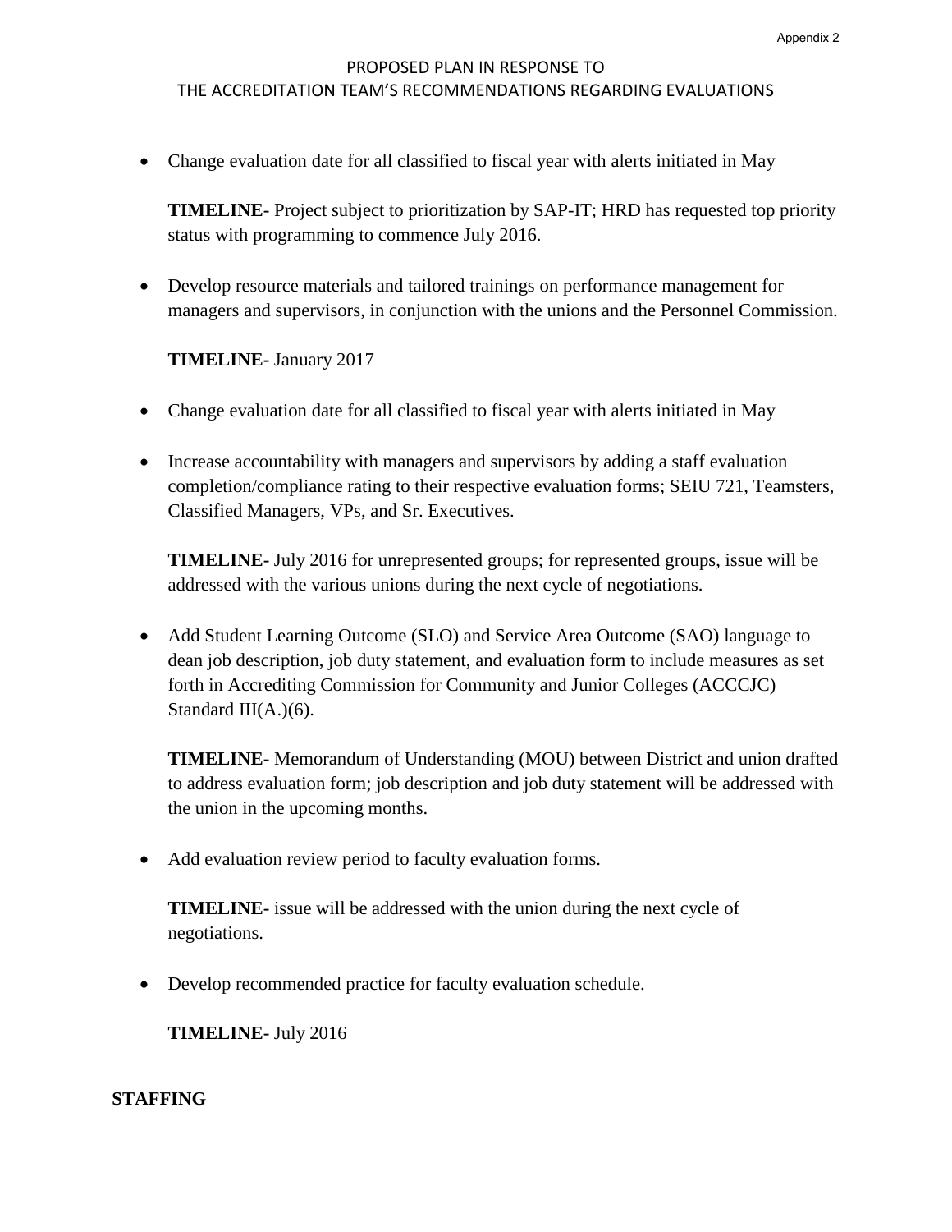PROPOSED PLAN IN RESPONSE TO
THE ACCREDITATION TEAM'S RECOMMENDATIONS REGARDING EVALUATIONS

- Change evaluation date for all classified to fiscal year with alerts initiated in May

  **TIMELINE-** Project subject to prioritization by SAP-IT; HRD has requested top priority status with programming to commence July 2016.

- Develop resource materials and tailored trainings on performance management for managers and supervisors, in conjunction with the unions and the Personnel Commission.

  **TIMELINE-** January 2017

- Change evaluation date for all classified to fiscal year with alerts initiated in May

- Increase accountability with managers and supervisors by adding a staff evaluation completion/compliance rating to their respective evaluation forms; SEIU 721, Teamsters, Classified Managers, VPs, and Sr. Executives.

  **TIMELINE-** July 2016 for unrepresented groups; for represented groups, issue will be addressed with the various unions during the next cycle of negotiations.

- Add Student Learning Outcome (SLO) and Service Area Outcome (SAO) language to dean job description, job duty statement, and evaluation form to include measures as set forth in Accrediting Commission for Community and Junior Colleges (ACCCJC) Standard III(A.)(6).

  **TIMELINE-** Memorandum of Understanding (MOU) between District and union drafted to address evaluation form; job description and job duty statement will be addressed with the union in the upcoming months.

- Add evaluation review period to faculty evaluation forms.

  **TIMELINE-** issue will be addressed with the union during the next cycle of negotiations.

- Develop recommended practice for faculty evaluation schedule.

  **TIMELINE-** July 2016

**STAFFING**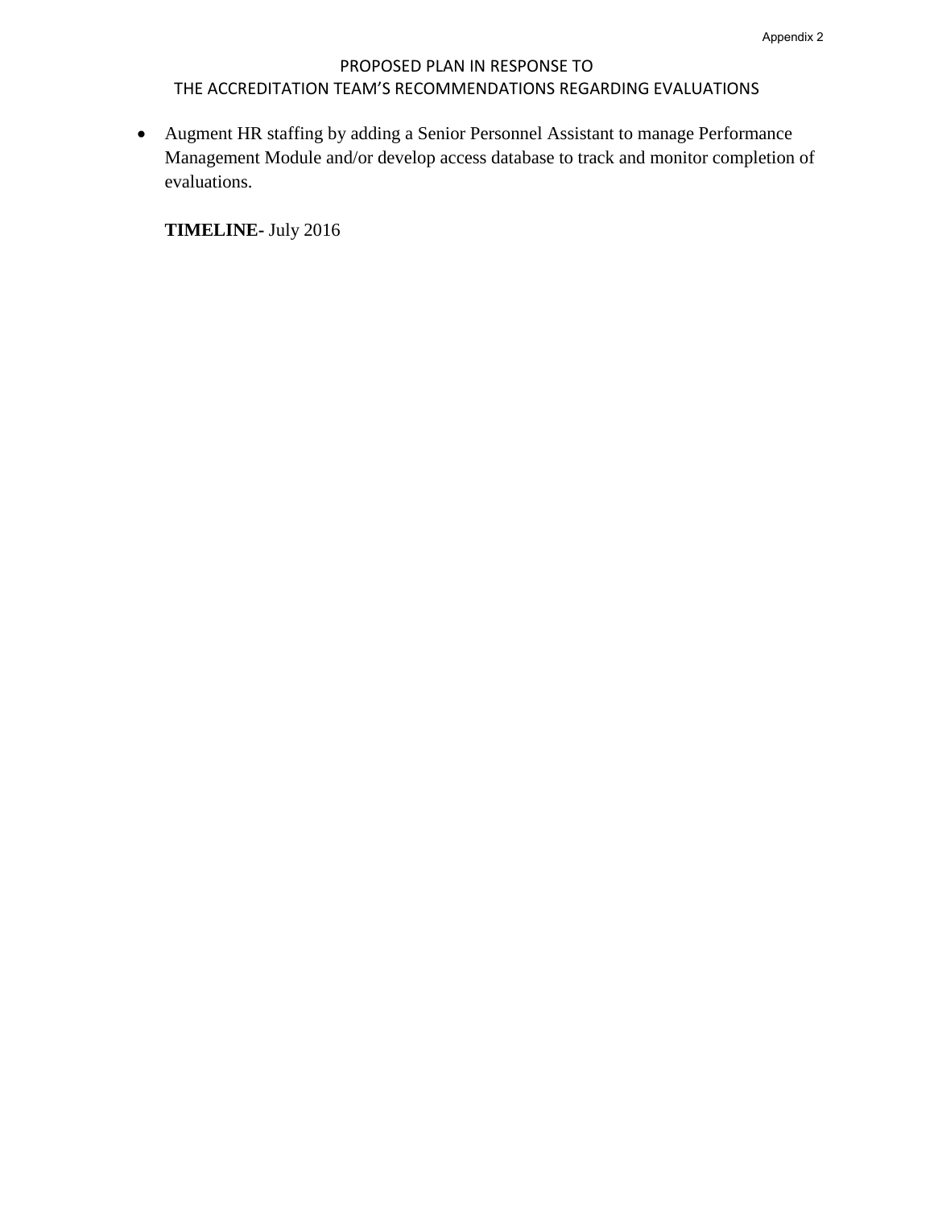Appendix 2

# PROPOSED PLAN IN RESPONSE TO THE ACCREDITATION TEAM'S RECOMMENDATIONS REGARDING EVALUATIONS

- Augment HR staffing by adding a Senior Personnel Assistant to manage Performance Management Module and/or develop access database to track and monitor completion of evaluations.

  **TIMELINE-** July 2016